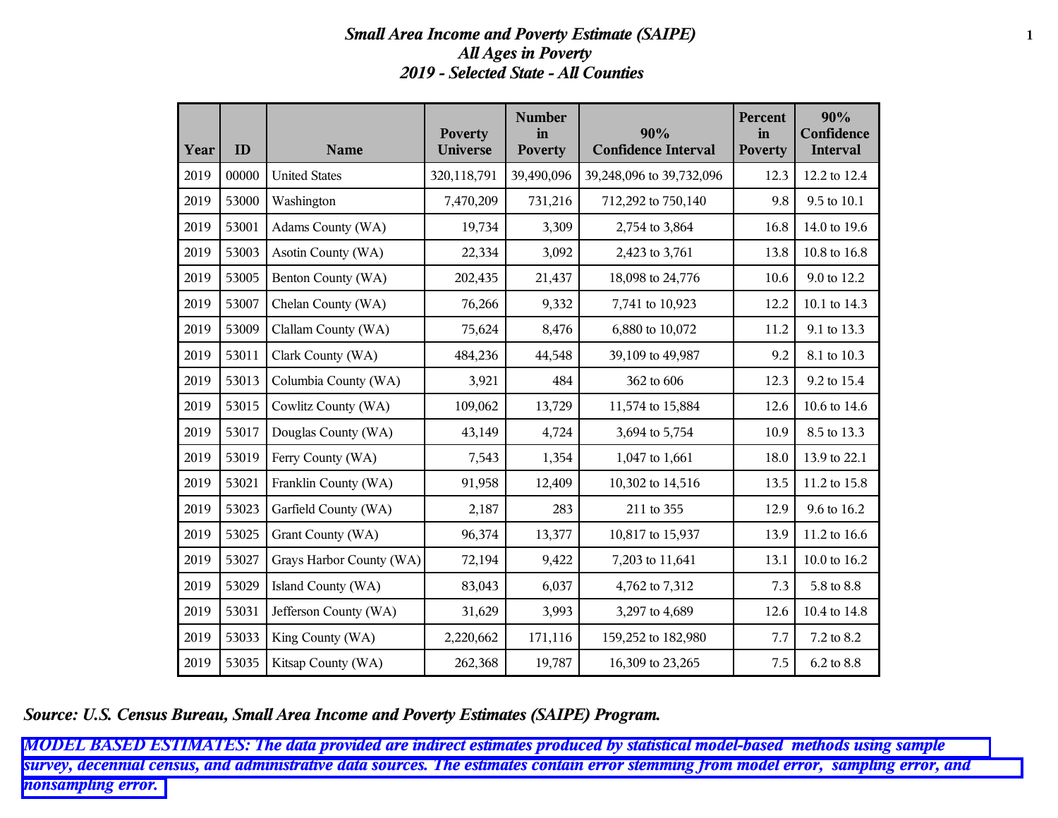# *Small Area Income and Poverty Estimate (SAIPE)*
## *All Ages in Poverty*
## *2019 - Selected State - All Counties*

| Year | ID | Name | Poverty Universe | Number in Poverty | 90% Confidence Interval | Percent in Poverty | 90% Confidence Interval |
|---|---|---|---|---|---|---|---|
| 2019 | 00000 | United States | 320,118,791 | 39,490,096 | 39,248,096 to 39,732,096 | 12.3 | 12.2 to 12.4 |
| 2019 | 53000 | Washington | 7,470,209 | 731,216 | 712,292 to 750,140 | 9.8 | 9.5 to 10.1 |
| 2019 | 53001 | Adams County (WA) | 19,734 | 3,309 | 2,754 to 3,864 | 16.8 | 14.0 to 19.6 |
| 2019 | 53003 | Asotin County (WA) | 22,334 | 3,092 | 2,423 to 3,761 | 13.8 | 10.8 to 16.8 |
| 2019 | 53005 | Benton County (WA) | 202,435 | 21,437 | 18,098 to 24,776 | 10.6 | 9.0 to 12.2 |
| 2019 | 53007 | Chelan County (WA) | 76,266 | 9,332 | 7,741 to 10,923 | 12.2 | 10.1 to 14.3 |
| 2019 | 53009 | Clallam County (WA) | 75,624 | 8,476 | 6,880 to 10,072 | 11.2 | 9.1 to 13.3 |
| 2019 | 53011 | Clark County (WA) | 484,236 | 44,548 | 39,109 to 49,987 | 9.2 | 8.1 to 10.3 |
| 2019 | 53013 | Columbia County (WA) | 3,921 | 484 | 362 to 606 | 12.3 | 9.2 to 15.4 |
| 2019 | 53015 | Cowlitz County (WA) | 109,062 | 13,729 | 11,574 to 15,884 | 12.6 | 10.6 to 14.6 |
| 2019 | 53017 | Douglas County (WA) | 43,149 | 4,724 | 3,694 to 5,754 | 10.9 | 8.5 to 13.3 |
| 2019 | 53019 | Ferry County (WA) | 7,543 | 1,354 | 1,047 to 1,661 | 18.0 | 13.9 to 22.1 |
| 2019 | 53021 | Franklin County (WA) | 91,958 | 12,409 | 10,302 to 14,516 | 13.5 | 11.2 to 15.8 |
| 2019 | 53023 | Garfield County (WA) | 2,187 | 283 | 211 to 355 | 12.9 | 9.6 to 16.2 |
| 2019 | 53025 | Grant County (WA) | 96,374 | 13,377 | 10,817 to 15,937 | 13.9 | 11.2 to 16.6 |
| 2019 | 53027 | Grays Harbor County (WA) | 72,194 | 9,422 | 7,203 to 11,641 | 13.1 | 10.0 to 16.2 |
| 2019 | 53029 | Island County (WA) | 83,043 | 6,037 | 4,762 to 7,312 | 7.3 | 5.8 to 8.8 |
| 2019 | 53031 | Jefferson County (WA) | 31,629 | 3,993 | 3,297 to 4,689 | 12.6 | 10.4 to 14.8 |
| 2019 | 53033 | King County (WA) | 2,220,662 | 171,116 | 159,252 to 182,980 | 7.7 | 7.2 to 8.2 |
| 2019 | 53035 | Kitsap County (WA) | 262,368 | 19,787 | 16,309 to 23,265 | 7.5 | 6.2 to 8.8 |

***Source: U.S. Census Bureau, Small Area Income and Poverty Estimates (SAIPE) Program.***

***MODEL BASED ESTIMATES: The data provided are indirect estimates produced by statistical model-based methods using sample survey, decennial census, and administrative data sources. The estimates contain error stemming from model error, sampling error, and nonsampling error.***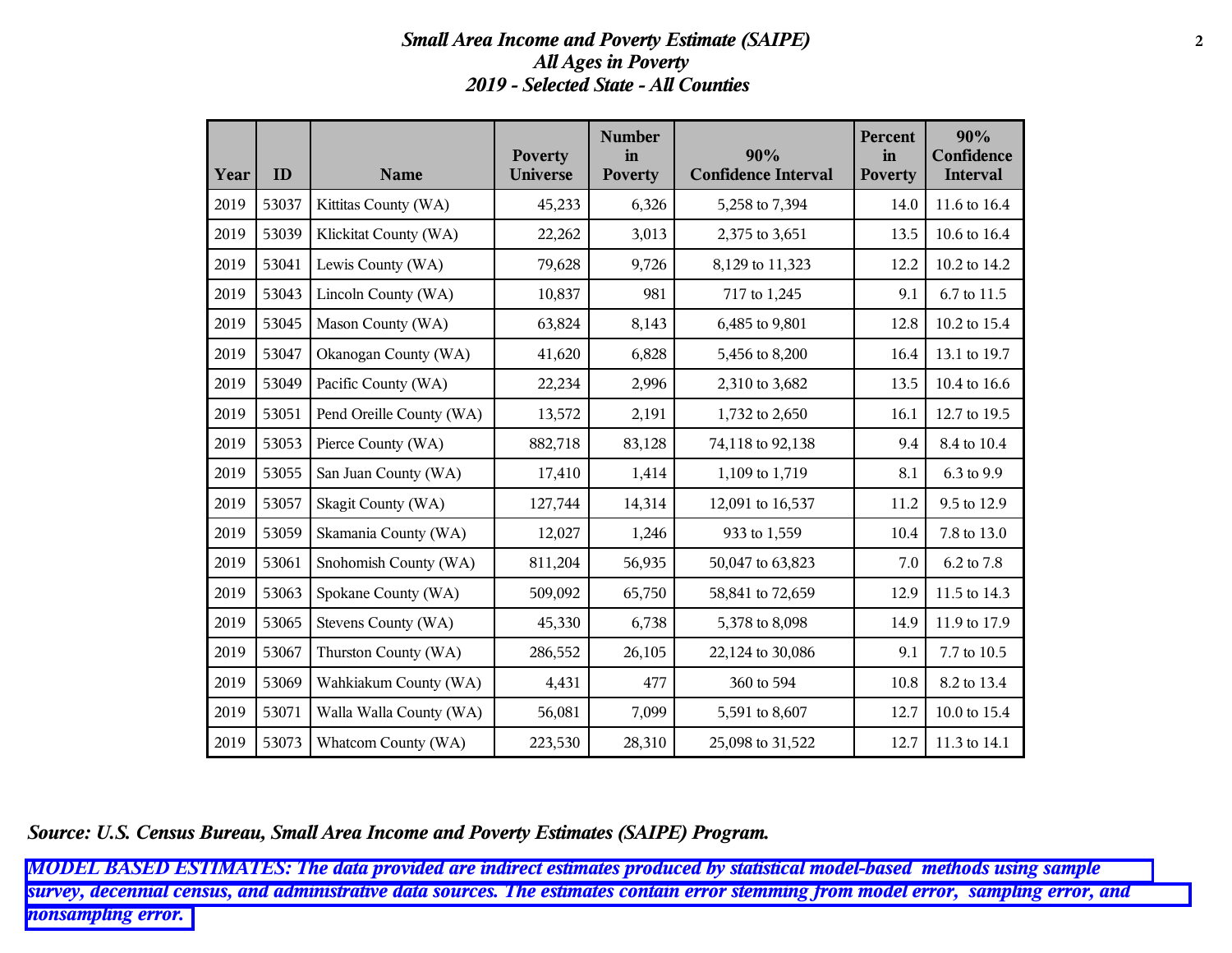***Small Area Income and Poverty Estimate (SAIPE)***
***All Ages in Poverty***
***2019 - Selected State - All Counties***

| Year | ID | Name | Poverty Universe | Number in Poverty | 90% Confidence Interval | Percent in Poverty | 90% Confidence Interval |
|---|---|---|---|---|---|---|---|
| 2019 | 53037 | Kittitas County (WA) | 45,233 | 6,326 | 5,258 to 7,394 | 14.0 | 11.6 to 16.4 |
| 2019 | 53039 | Klickitat County (WA) | 22,262 | 3,013 | 2,375 to 3,651 | 13.5 | 10.6 to 16.4 |
| 2019 | 53041 | Lewis County (WA) | 79,628 | 9,726 | 8,129 to 11,323 | 12.2 | 10.2 to 14.2 |
| 2019 | 53043 | Lincoln County (WA) | 10,837 | 981 | 717 to 1,245 | 9.1 | 6.7 to 11.5 |
| 2019 | 53045 | Mason County (WA) | 63,824 | 8,143 | 6,485 to 9,801 | 12.8 | 10.2 to 15.4 |
| 2019 | 53047 | Okanogan County (WA) | 41,620 | 6,828 | 5,456 to 8,200 | 16.4 | 13.1 to 19.7 |
| 2019 | 53049 | Pacific County (WA) | 22,234 | 2,996 | 2,310 to 3,682 | 13.5 | 10.4 to 16.6 |
| 2019 | 53051 | Pend Oreille County (WA) | 13,572 | 2,191 | 1,732 to 2,650 | 16.1 | 12.7 to 19.5 |
| 2019 | 53053 | Pierce County (WA) | 882,718 | 83,128 | 74,118 to 92,138 | 9.4 | 8.4 to 10.4 |
| 2019 | 53055 | San Juan County (WA) | 17,410 | 1,414 | 1,109 to 1,719 | 8.1 | 6.3 to 9.9 |
| 2019 | 53057 | Skagit County (WA) | 127,744 | 14,314 | 12,091 to 16,537 | 11.2 | 9.5 to 12.9 |
| 2019 | 53059 | Skamania County (WA) | 12,027 | 1,246 | 933 to 1,559 | 10.4 | 7.8 to 13.0 |
| 2019 | 53061 | Snohomish County (WA) | 811,204 | 56,935 | 50,047 to 63,823 | 7.0 | 6.2 to 7.8 |
| 2019 | 53063 | Spokane County (WA) | 509,092 | 65,750 | 58,841 to 72,659 | 12.9 | 11.5 to 14.3 |
| 2019 | 53065 | Stevens County (WA) | 45,330 | 6,738 | 5,378 to 8,098 | 14.9 | 11.9 to 17.9 |
| 2019 | 53067 | Thurston County (WA) | 286,552 | 26,105 | 22,124 to 30,086 | 9.1 | 7.7 to 10.5 |
| 2019 | 53069 | Wahkiakum County (WA) | 4,431 | 477 | 360 to 594 | 10.8 | 8.2 to 13.4 |
| 2019 | 53071 | Walla Walla County (WA) | 56,081 | 7,099 | 5,591 to 8,607 | 12.7 | 10.0 to 15.4 |
| 2019 | 53073 | Whatcom County (WA) | 223,530 | 28,310 | 25,098 to 31,522 | 12.7 | 11.3 to 14.1 |

***Source: U.S. Census Bureau, Small Area Income and Poverty Estimates (SAIPE) Program.***

***MODEL BASED ESTIMATES: The data provided are indirect estimates produced by statistical model-based methods using sample survey, decennial census, and administrative data sources. The estimates contain error stemming from model error, sampling error, and nonsampling error.***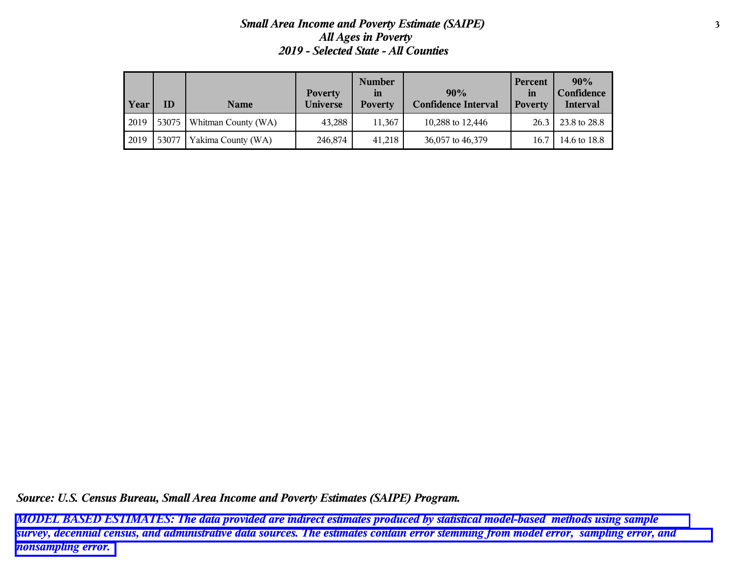***Small Area Income and Poverty Estimate (SAIPE)***
***All Ages in Poverty***
***2019 - Selected State - All Counties***

| Year | ID | Name | Poverty Universe | Number in Poverty | 90% Confidence Interval | Percent in Poverty | 90% Confidence Interval |
|---|---|---|---|---|---|---|---|
| 2019 | 53075 | Whitman County (WA) | 43,288 | 11,367 | 10,288 to 12,446 | 26.3 | 23.8 to 28.8 |
| 2019 | 53077 | Yakima County (WA) | 246,874 | 41,218 | 36,057 to 46,379 | 16.7 | 14.6 to 18.8 |

***Source: U.S. Census Bureau, Small Area Income and Poverty Estimates (SAIPE) Program.***

***MODEL BASED ESTIMATES: The data provided are indirect estimates produced by statistical model-based methods using sample survey, decennial census, and administrative data sources. The estimates contain error stemming from model error, sampling error, and nonsampling error.***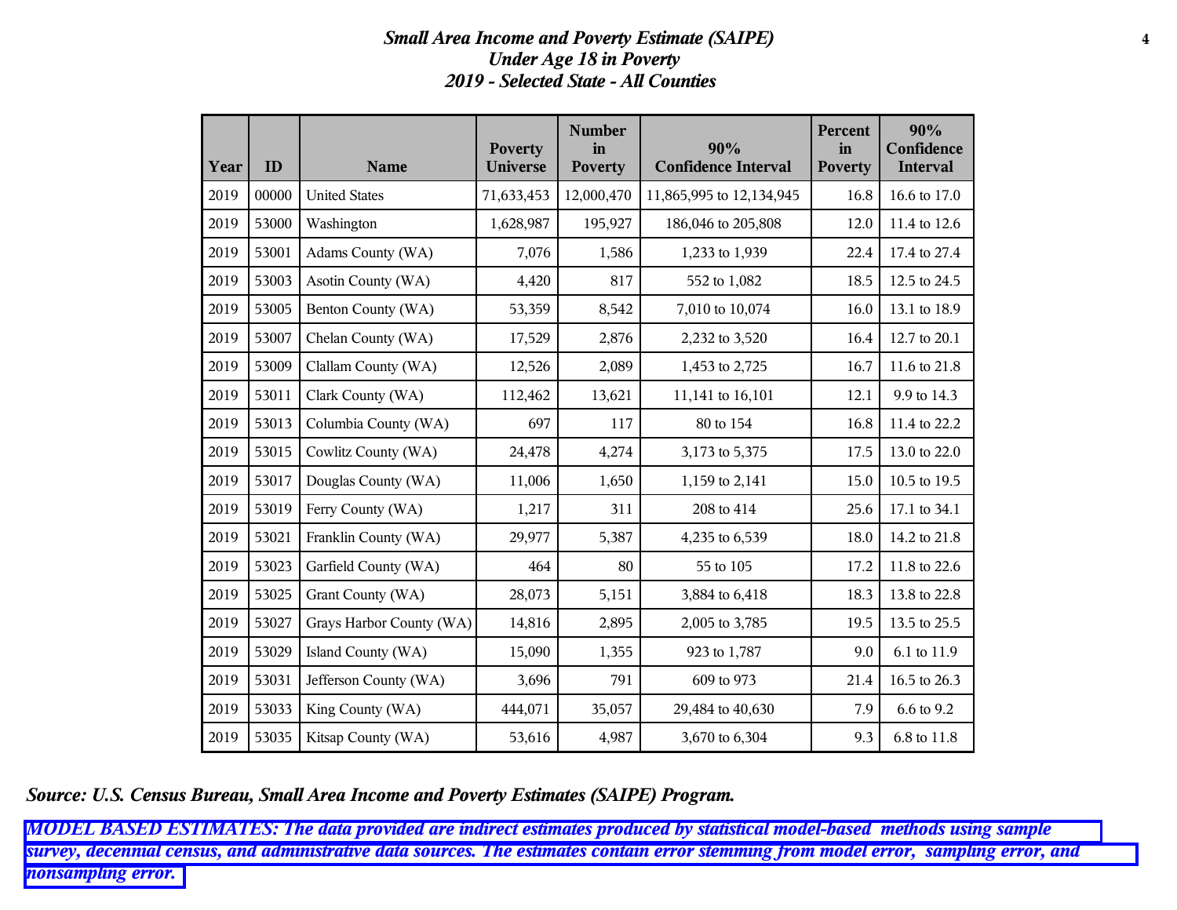### *Small Area Income and Poverty Estimate (SAIPE)*
### *Under Age 18 in Poverty*
### *2019 - Selected State - All Counties*

| Year | ID | Name | Poverty Universe | Number in Poverty | 90% Confidence Interval | Percent in Poverty | 90% Confidence Interval |
|---|---|---|---|---|---|---|---|
| 2019 | 00000 | United States | 71,633,453 | 12,000,470 | 11,865,995 to 12,134,945 | 16.8 | 16.6 to 17.0 |
| 2019 | 53000 | Washington | 1,628,987 | 195,927 | 186,046 to 205,808 | 12.0 | 11.4 to 12.6 |
| 2019 | 53001 | Adams County (WA) | 7,076 | 1,586 | 1,233 to 1,939 | 22.4 | 17.4 to 27.4 |
| 2019 | 53003 | Asotin County (WA) | 4,420 | 817 | 552 to 1,082 | 18.5 | 12.5 to 24.5 |
| 2019 | 53005 | Benton County (WA) | 53,359 | 8,542 | 7,010 to 10,074 | 16.0 | 13.1 to 18.9 |
| 2019 | 53007 | Chelan County (WA) | 17,529 | 2,876 | 2,232 to 3,520 | 16.4 | 12.7 to 20.1 |
| 2019 | 53009 | Clallam County (WA) | 12,526 | 2,089 | 1,453 to 2,725 | 16.7 | 11.6 to 21.8 |
| 2019 | 53011 | Clark County (WA) | 112,462 | 13,621 | 11,141 to 16,101 | 12.1 | 9.9 to 14.3 |
| 2019 | 53013 | Columbia County (WA) | 697 | 117 | 80 to 154 | 16.8 | 11.4 to 22.2 |
| 2019 | 53015 | Cowlitz County (WA) | 24,478 | 4,274 | 3,173 to 5,375 | 17.5 | 13.0 to 22.0 |
| 2019 | 53017 | Douglas County (WA) | 11,006 | 1,650 | 1,159 to 2,141 | 15.0 | 10.5 to 19.5 |
| 2019 | 53019 | Ferry County (WA) | 1,217 | 311 | 208 to 414 | 25.6 | 17.1 to 34.1 |
| 2019 | 53021 | Franklin County (WA) | 29,977 | 5,387 | 4,235 to 6,539 | 18.0 | 14.2 to 21.8 |
| 2019 | 53023 | Garfield County (WA) | 464 | 80 | 55 to 105 | 17.2 | 11.8 to 22.6 |
| 2019 | 53025 | Grant County (WA) | 28,073 | 5,151 | 3,884 to 6,418 | 18.3 | 13.8 to 22.8 |
| 2019 | 53027 | Grays Harbor County (WA) | 14,816 | 2,895 | 2,005 to 3,785 | 19.5 | 13.5 to 25.5 |
| 2019 | 53029 | Island County (WA) | 15,090 | 1,355 | 923 to 1,787 | 9.0 | 6.1 to 11.9 |
| 2019 | 53031 | Jefferson County (WA) | 3,696 | 791 | 609 to 973 | 21.4 | 16.5 to 26.3 |
| 2019 | 53033 | King County (WA) | 444,071 | 35,057 | 29,484 to 40,630 | 7.9 | 6.6 to 9.2 |
| 2019 | 53035 | Kitsap County (WA) | 53,616 | 4,987 | 3,670 to 6,304 | 9.3 | 6.8 to 11.8 |

***Source: U.S. Census Bureau, Small Area Income and Poverty Estimates (SAIPE) Program.***

***MODEL BASED ESTIMATES: The data provided are indirect estimates produced by statistical model-based methods using sample survey, decennial census, and administrative data sources. The estimates contain error stemming from model error, sampling error, and nonsampling error.***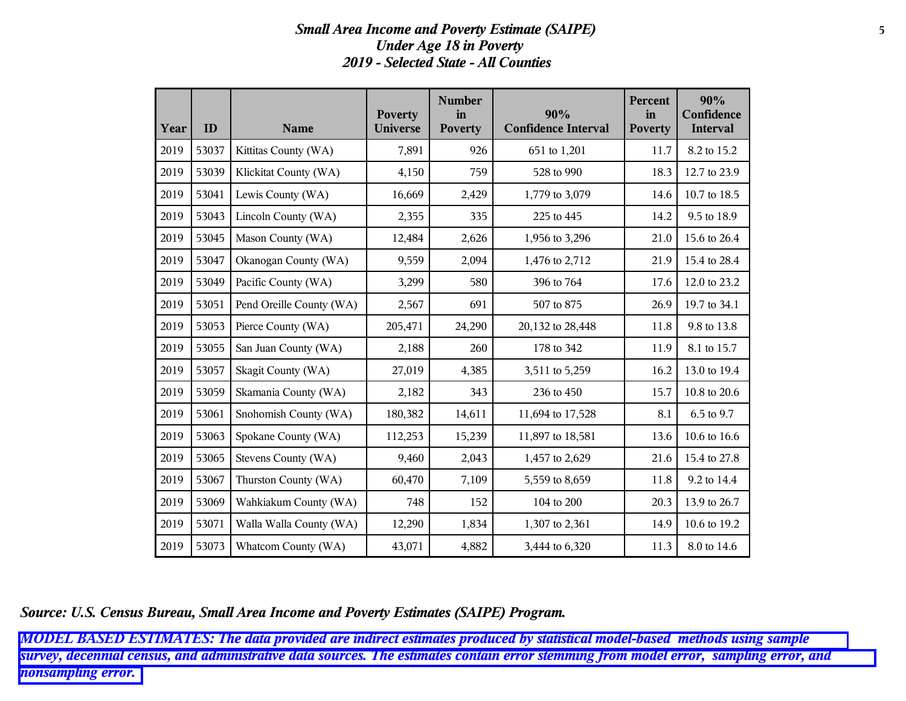***Small Area Income and Poverty Estimate (SAIPE)***
***Under Age 18 in Poverty***
***2019 - Selected State - All Counties***

| Year | ID | Name | Poverty Universe | Number in Poverty | 90% Confidence Interval | Percent in Poverty | 90% Confidence Interval |
|---|---|---|---|---|---|---|---|
| 2019 | 53037 | Kittitas County (WA) | 7,891 | 926 | 651 to 1,201 | 11.7 | 8.2 to 15.2 |
| 2019 | 53039 | Klickitat County (WA) | 4,150 | 759 | 528 to 990 | 18.3 | 12.7 to 23.9 |
| 2019 | 53041 | Lewis County (WA) | 16,669 | 2,429 | 1,779 to 3,079 | 14.6 | 10.7 to 18.5 |
| 2019 | 53043 | Lincoln County (WA) | 2,355 | 335 | 225 to 445 | 14.2 | 9.5 to 18.9 |
| 2019 | 53045 | Mason County (WA) | 12,484 | 2,626 | 1,956 to 3,296 | 21.0 | 15.6 to 26.4 |
| 2019 | 53047 | Okanogan County (WA) | 9,559 | 2,094 | 1,476 to 2,712 | 21.9 | 15.4 to 28.4 |
| 2019 | 53049 | Pacific County (WA) | 3,299 | 580 | 396 to 764 | 17.6 | 12.0 to 23.2 |
| 2019 | 53051 | Pend Oreille County (WA) | 2,567 | 691 | 507 to 875 | 26.9 | 19.7 to 34.1 |
| 2019 | 53053 | Pierce County (WA) | 205,471 | 24,290 | 20,132 to 28,448 | 11.8 | 9.8 to 13.8 |
| 2019 | 53055 | San Juan County (WA) | 2,188 | 260 | 178 to 342 | 11.9 | 8.1 to 15.7 |
| 2019 | 53057 | Skagit County (WA) | 27,019 | 4,385 | 3,511 to 5,259 | 16.2 | 13.0 to 19.4 |
| 2019 | 53059 | Skamania County (WA) | 2,182 | 343 | 236 to 450 | 15.7 | 10.8 to 20.6 |
| 2019 | 53061 | Snohomish County (WA) | 180,382 | 14,611 | 11,694 to 17,528 | 8.1 | 6.5 to 9.7 |
| 2019 | 53063 | Spokane County (WA) | 112,253 | 15,239 | 11,897 to 18,581 | 13.6 | 10.6 to 16.6 |
| 2019 | 53065 | Stevens County (WA) | 9,460 | 2,043 | 1,457 to 2,629 | 21.6 | 15.4 to 27.8 |
| 2019 | 53067 | Thurston County (WA) | 60,470 | 7,109 | 5,559 to 8,659 | 11.8 | 9.2 to 14.4 |
| 2019 | 53069 | Wahkiakum County (WA) | 748 | 152 | 104 to 200 | 20.3 | 13.9 to 26.7 |
| 2019 | 53071 | Walla Walla County (WA) | 12,290 | 1,834 | 1,307 to 2,361 | 14.9 | 10.6 to 19.2 |
| 2019 | 53073 | Whatcom County (WA) | 43,071 | 4,882 | 3,444 to 6,320 | 11.3 | 8.0 to 14.6 |

***Source: U.S. Census Bureau, Small Area Income and Poverty Estimates (SAIPE) Program.***

***MODEL BASED ESTIMATES: The data provided are indirect estimates produced by statistical model-based methods using sample survey, decennial census, and administrative data sources. The estimates contain error stemming from model error, sampling error, and nonsampling error.***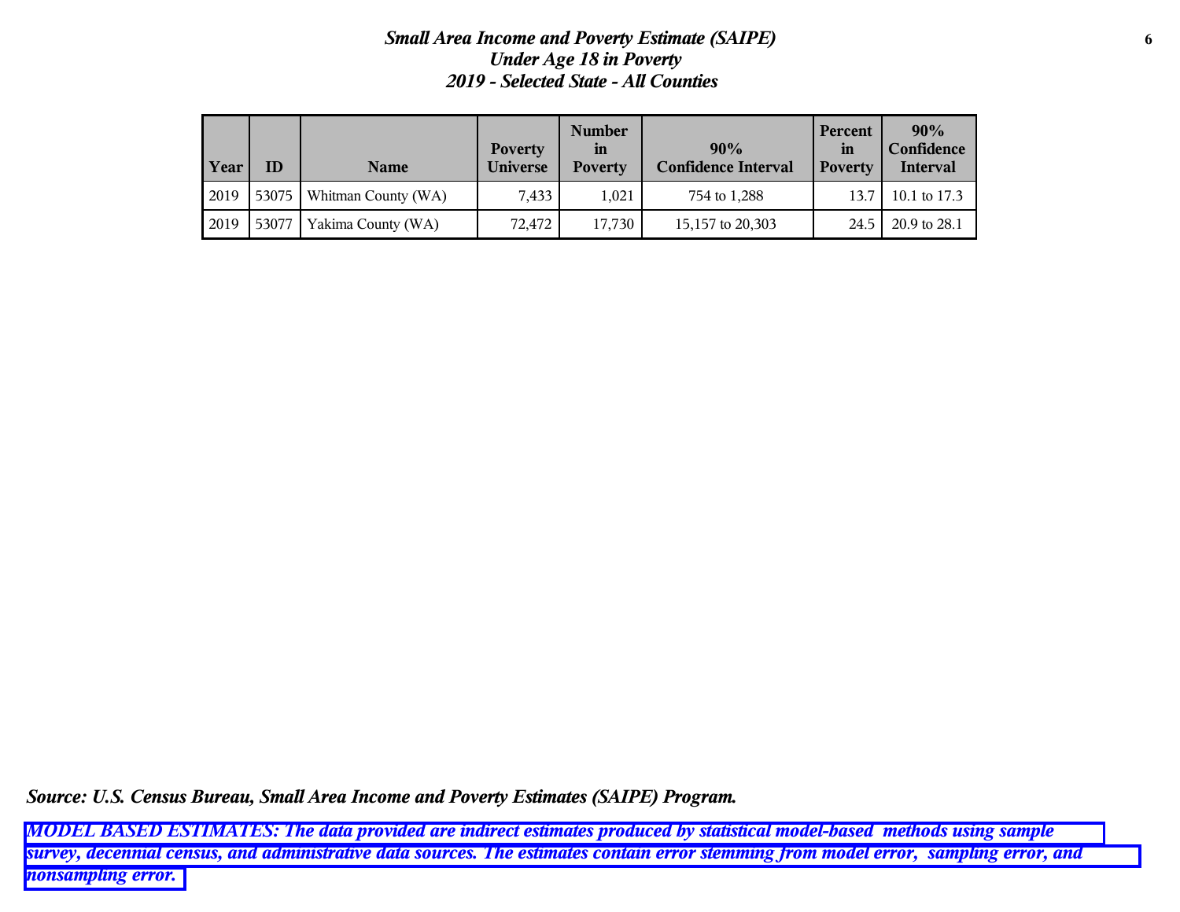***Small Area Income and Poverty Estimate (SAIPE)***
***Under Age 18 in Poverty***
***2019 - Selected State - All Counties***

| Year | ID | Name | Poverty Universe | Number in Poverty | 90% Confidence Interval | Percent in Poverty | 90% Confidence Interval |
|---|---|---|---|---|---|---|---|
| 2019 | 53075 | Whitman County (WA) | 7,433 | 1,021 | 754 to 1,288 | 13.7 | 10.1 to 17.3 |
| 2019 | 53077 | Yakima County (WA) | 72,472 | 17,730 | 15,157 to 20,303 | 24.5 | 20.9 to 28.1 |

***Source: U.S. Census Bureau, Small Area Income and Poverty Estimates (SAIPE) Program.***

***MODEL BASED ESTIMATES: The data provided are indirect estimates produced by statistical model-based methods using sample survey, decennial census, and administrative data sources. The estimates contain error stemming from model error, sampling error, and nonsampling error.***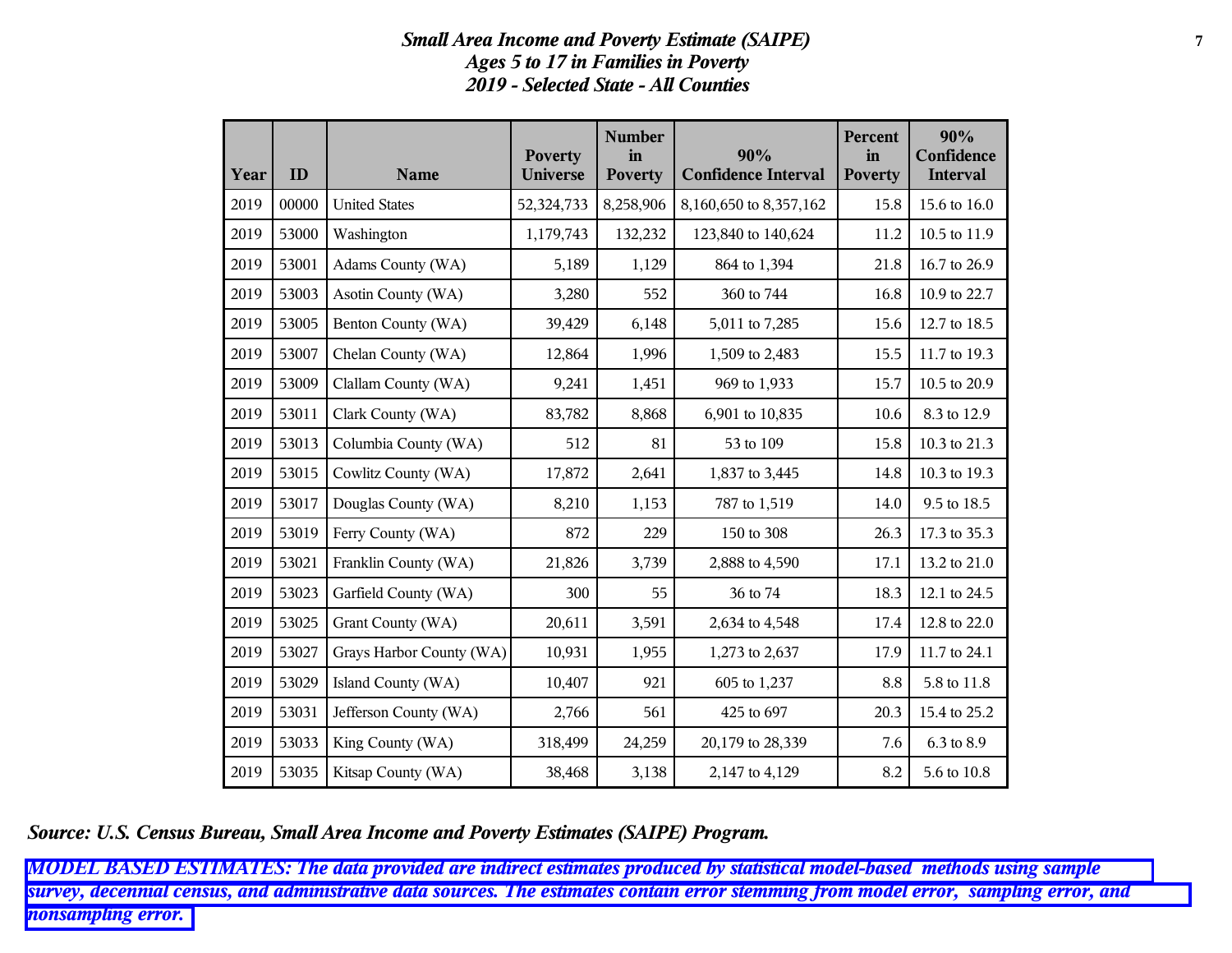# *Small Area Income and Poverty Estimate (SAIPE)*
# *Ages 5 to 17 in Families in Poverty*
# *2019 - Selected State - All Counties*

| Year | ID | Name | Poverty Universe | Number in Poverty | 90% Confidence Interval | Percent in Poverty | 90% Confidence Interval |
|---|---|---|---|---|---|---|---|
| 2019 | 00000 | United States | 52,324,733 | 8,258,906 | 8,160,650 to 8,357,162 | 15.8 | 15.6 to 16.0 |
| 2019 | 53000 | Washington | 1,179,743 | 132,232 | 123,840 to 140,624 | 11.2 | 10.5 to 11.9 |
| 2019 | 53001 | Adams County (WA) | 5,189 | 1,129 | 864 to 1,394 | 21.8 | 16.7 to 26.9 |
| 2019 | 53003 | Asotin County (WA) | 3,280 | 552 | 360 to 744 | 16.8 | 10.9 to 22.7 |
| 2019 | 53005 | Benton County (WA) | 39,429 | 6,148 | 5,011 to 7,285 | 15.6 | 12.7 to 18.5 |
| 2019 | 53007 | Chelan County (WA) | 12,864 | 1,996 | 1,509 to 2,483 | 15.5 | 11.7 to 19.3 |
| 2019 | 53009 | Clallam County (WA) | 9,241 | 1,451 | 969 to 1,933 | 15.7 | 10.5 to 20.9 |
| 2019 | 53011 | Clark County (WA) | 83,782 | 8,868 | 6,901 to 10,835 | 10.6 | 8.3 to 12.9 |
| 2019 | 53013 | Columbia County (WA) | 512 | 81 | 53 to 109 | 15.8 | 10.3 to 21.3 |
| 2019 | 53015 | Cowlitz County (WA) | 17,872 | 2,641 | 1,837 to 3,445 | 14.8 | 10.3 to 19.3 |
| 2019 | 53017 | Douglas County (WA) | 8,210 | 1,153 | 787 to 1,519 | 14.0 | 9.5 to 18.5 |
| 2019 | 53019 | Ferry County (WA) | 872 | 229 | 150 to 308 | 26.3 | 17.3 to 35.3 |
| 2019 | 53021 | Franklin County (WA) | 21,826 | 3,739 | 2,888 to 4,590 | 17.1 | 13.2 to 21.0 |
| 2019 | 53023 | Garfield County (WA) | 300 | 55 | 36 to 74 | 18.3 | 12.1 to 24.5 |
| 2019 | 53025 | Grant County (WA) | 20,611 | 3,591 | 2,634 to 4,548 | 17.4 | 12.8 to 22.0 |
| 2019 | 53027 | Grays Harbor County (WA) | 10,931 | 1,955 | 1,273 to 2,637 | 17.9 | 11.7 to 24.1 |
| 2019 | 53029 | Island County (WA) | 10,407 | 921 | 605 to 1,237 | 8.8 | 5.8 to 11.8 |
| 2019 | 53031 | Jefferson County (WA) | 2,766 | 561 | 425 to 697 | 20.3 | 15.4 to 25.2 |
| 2019 | 53033 | King County (WA) | 318,499 | 24,259 | 20,179 to 28,339 | 7.6 | 6.3 to 8.9 |
| 2019 | 53035 | Kitsap County (WA) | 38,468 | 3,138 | 2,147 to 4,129 | 8.2 | 5.6 to 10.8 |

***Source: U.S. Census Bureau, Small Area Income and Poverty Estimates (SAIPE) Program.***

***MODEL BASED ESTIMATES: The data provided are indirect estimates produced by statistical model-based methods using sample survey, decennial census, and administrative data sources. The estimates contain error stemming from model error, sampling error, and nonsampling error.***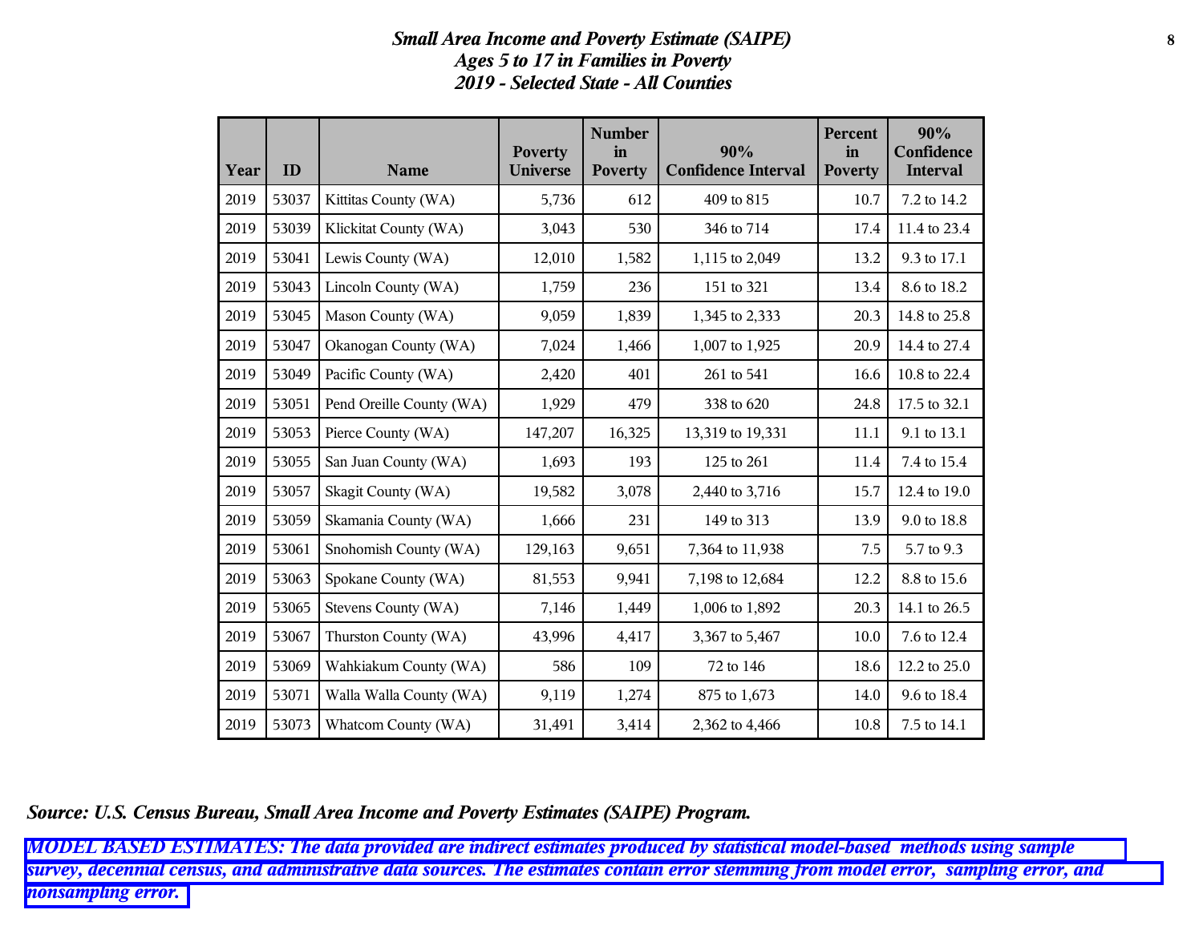# *Small Area Income and Poverty Estimate (SAIPE)*
## *Ages 5 to 17 in Families in Poverty*
## *2019 - Selected State - All Counties*

| Year | ID | Name | Poverty Universe | Number in Poverty | 90% Confidence Interval | Percent in Poverty | 90% Confidence Interval |
|---|---|---|---|---|---|---|---|
| 2019 | 53037 | Kittitas County (WA) | 5,736 | 612 | 409 to 815 | 10.7 | 7.2 to 14.2 |
| 2019 | 53039 | Klickitat County (WA) | 3,043 | 530 | 346 to 714 | 17.4 | 11.4 to 23.4 |
| 2019 | 53041 | Lewis County (WA) | 12,010 | 1,582 | 1,115 to 2,049 | 13.2 | 9.3 to 17.1 |
| 2019 | 53043 | Lincoln County (WA) | 1,759 | 236 | 151 to 321 | 13.4 | 8.6 to 18.2 |
| 2019 | 53045 | Mason County (WA) | 9,059 | 1,839 | 1,345 to 2,333 | 20.3 | 14.8 to 25.8 |
| 2019 | 53047 | Okanogan County (WA) | 7,024 | 1,466 | 1,007 to 1,925 | 20.9 | 14.4 to 27.4 |
| 2019 | 53049 | Pacific County (WA) | 2,420 | 401 | 261 to 541 | 16.6 | 10.8 to 22.4 |
| 2019 | 53051 | Pend Oreille County (WA) | 1,929 | 479 | 338 to 620 | 24.8 | 17.5 to 32.1 |
| 2019 | 53053 | Pierce County (WA) | 147,207 | 16,325 | 13,319 to 19,331 | 11.1 | 9.1 to 13.1 |
| 2019 | 53055 | San Juan County (WA) | 1,693 | 193 | 125 to 261 | 11.4 | 7.4 to 15.4 |
| 2019 | 53057 | Skagit County (WA) | 19,582 | 3,078 | 2,440 to 3,716 | 15.7 | 12.4 to 19.0 |
| 2019 | 53059 | Skamania County (WA) | 1,666 | 231 | 149 to 313 | 13.9 | 9.0 to 18.8 |
| 2019 | 53061 | Snohomish County (WA) | 129,163 | 9,651 | 7,364 to 11,938 | 7.5 | 5.7 to 9.3 |
| 2019 | 53063 | Spokane County (WA) | 81,553 | 9,941 | 7,198 to 12,684 | 12.2 | 8.8 to 15.6 |
| 2019 | 53065 | Stevens County (WA) | 7,146 | 1,449 | 1,006 to 1,892 | 20.3 | 14.1 to 26.5 |
| 2019 | 53067 | Thurston County (WA) | 43,996 | 4,417 | 3,367 to 5,467 | 10.0 | 7.6 to 12.4 |
| 2019 | 53069 | Wahkiakum County (WA) | 586 | 109 | 72 to 146 | 18.6 | 12.2 to 25.0 |
| 2019 | 53071 | Walla Walla County (WA) | 9,119 | 1,274 | 875 to 1,673 | 14.0 | 9.6 to 18.4 |
| 2019 | 53073 | Whatcom County (WA) | 31,491 | 3,414 | 2,362 to 4,466 | 10.8 | 7.5 to 14.1 |

***Source: U.S. Census Bureau, Small Area Income and Poverty Estimates (SAIPE) Program.***

***MODEL BASED ESTIMATES: The data provided are indirect estimates produced by statistical model-based methods using sample survey, decennial census, and administrative data sources. The estimates contain error stemming from model error, sampling error, and nonsampling error.***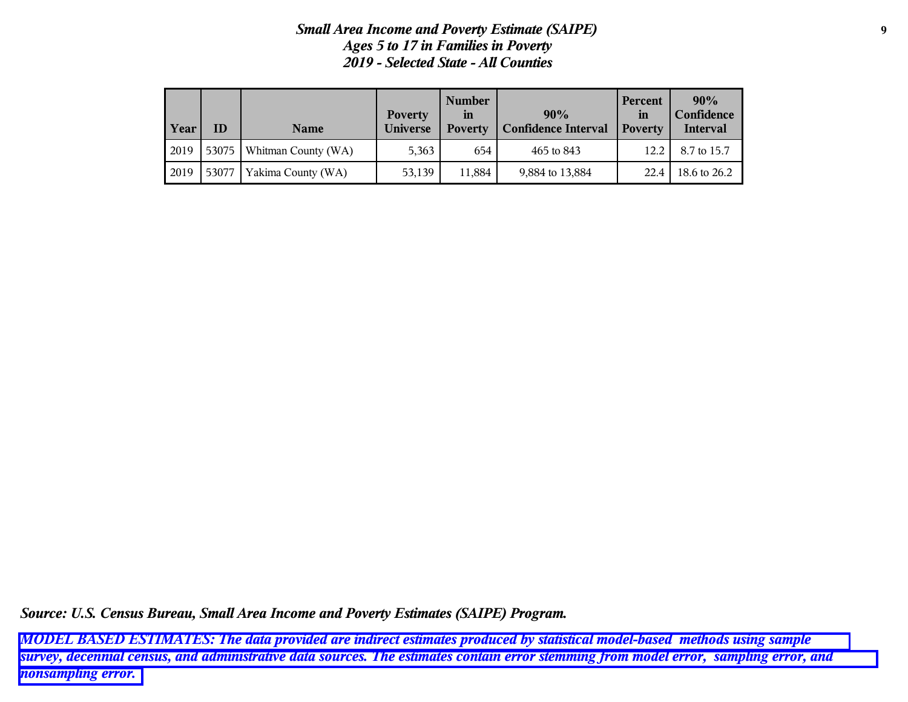***Small Area Income and Poverty Estimate (SAIPE)***
***Ages 5 to 17 in Families in Poverty***
***2019 - Selected State - All Counties***

| Year | ID | Name | Poverty Universe | Number in Poverty | 90% Confidence Interval | Percent in Poverty | 90% Confidence Interval |
|---|---|---|---|---|---|---|---|
| 2019 | 53075 | Whitman County (WA) | 5,363 | 654 | 465 to 843 | 12.2 | 8.7 to 15.7 |
| 2019 | 53077 | Yakima County (WA) | 53,139 | 11,884 | 9,884 to 13,884 | 22.4 | 18.6 to 26.2 |

***Source: U.S. Census Bureau, Small Area Income and Poverty Estimates (SAIPE) Program.***

***MODEL BASED ESTIMATES: The data provided are indirect estimates produced by statistical model-based methods using sample survey, decennial census, and administrative data sources. The estimates contain error stemming from model error, sampling error, and nonsampling error.***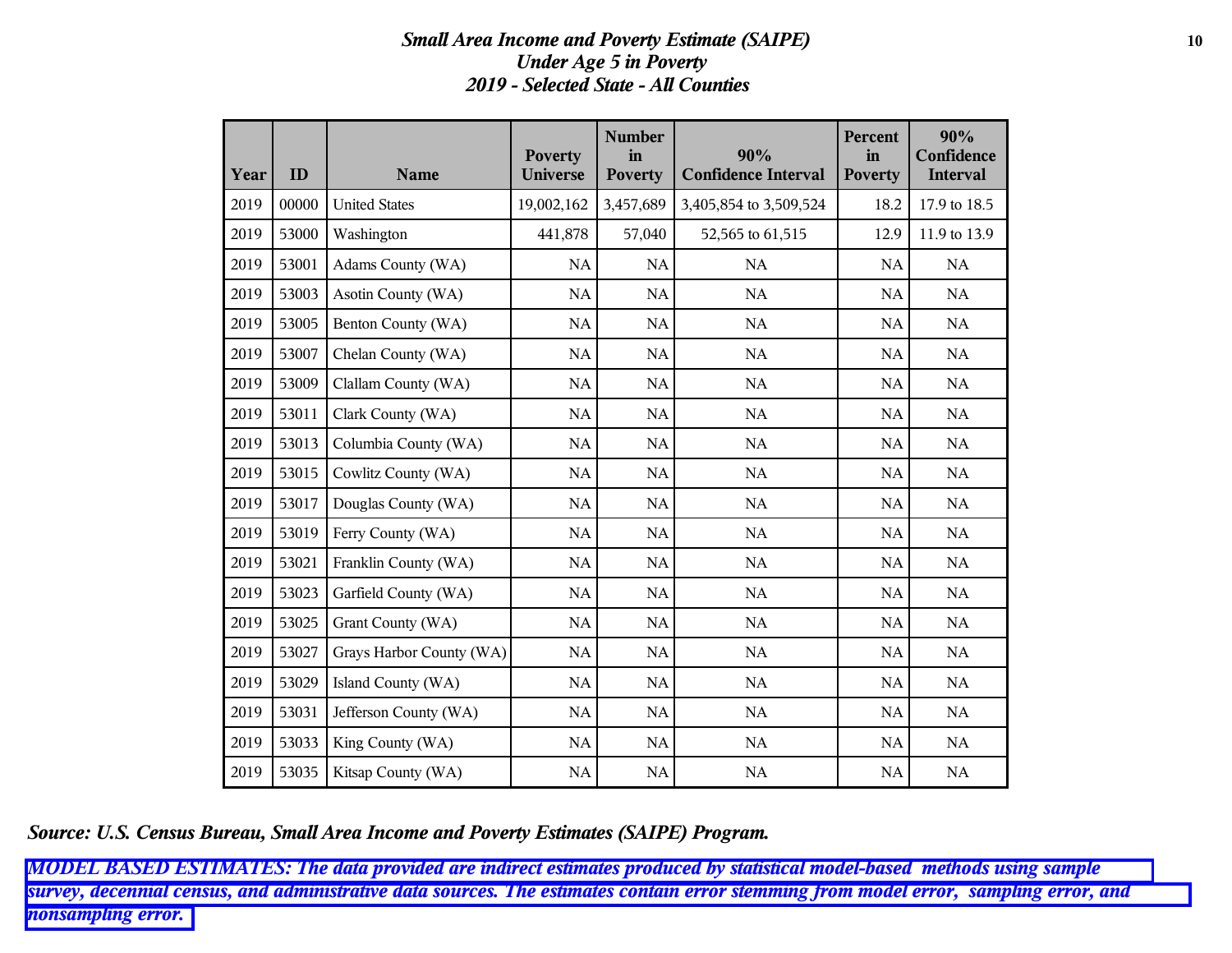# *Small Area Income and Poverty Estimate (SAIPE)*
## *Under Age 5 in Poverty*
### *2019 - Selected State - All Counties*

| Year | ID | Name | Poverty Universe | Number in Poverty | 90% Confidence Interval | Percent in Poverty | 90% Confidence Interval |
|---|---|---|---|---|---|---|---|
| 2019 | 00000 | United States | 19,002,162 | 3,457,689 | 3,405,854 to 3,509,524 | 18.2 | 17.9 to 18.5 |
| 2019 | 53000 | Washington | 441,878 | 57,040 | 52,565 to 61,515 | 12.9 | 11.9 to 13.9 |
| 2019 | 53001 | Adams County (WA) | NA | NA | NA | NA | NA |
| 2019 | 53003 | Asotin County (WA) | NA | NA | NA | NA | NA |
| 2019 | 53005 | Benton County (WA) | NA | NA | NA | NA | NA |
| 2019 | 53007 | Chelan County (WA) | NA | NA | NA | NA | NA |
| 2019 | 53009 | Clallam County (WA) | NA | NA | NA | NA | NA |
| 2019 | 53011 | Clark County (WA) | NA | NA | NA | NA | NA |
| 2019 | 53013 | Columbia County (WA) | NA | NA | NA | NA | NA |
| 2019 | 53015 | Cowlitz County (WA) | NA | NA | NA | NA | NA |
| 2019 | 53017 | Douglas County (WA) | NA | NA | NA | NA | NA |
| 2019 | 53019 | Ferry County (WA) | NA | NA | NA | NA | NA |
| 2019 | 53021 | Franklin County (WA) | NA | NA | NA | NA | NA |
| 2019 | 53023 | Garfield County (WA) | NA | NA | NA | NA | NA |
| 2019 | 53025 | Grant County (WA) | NA | NA | NA | NA | NA |
| 2019 | 53027 | Grays Harbor County (WA) | NA | NA | NA | NA | NA |
| 2019 | 53029 | Island County (WA) | NA | NA | NA | NA | NA |
| 2019 | 53031 | Jefferson County (WA) | NA | NA | NA | NA | NA |
| 2019 | 53033 | King County (WA) | NA | NA | NA | NA | NA |
| 2019 | 53035 | Kitsap County (WA) | NA | NA | NA | NA | NA |

***Source: U.S. Census Bureau, Small Area Income and Poverty Estimates (SAIPE) Program.***

***MODEL BASED ESTIMATES: The data provided are indirect estimates produced by statistical model-based methods using sample survey, decennial census, and administrative data sources. The estimates contain error stemming from model error, sampling error, and nonsampling error.***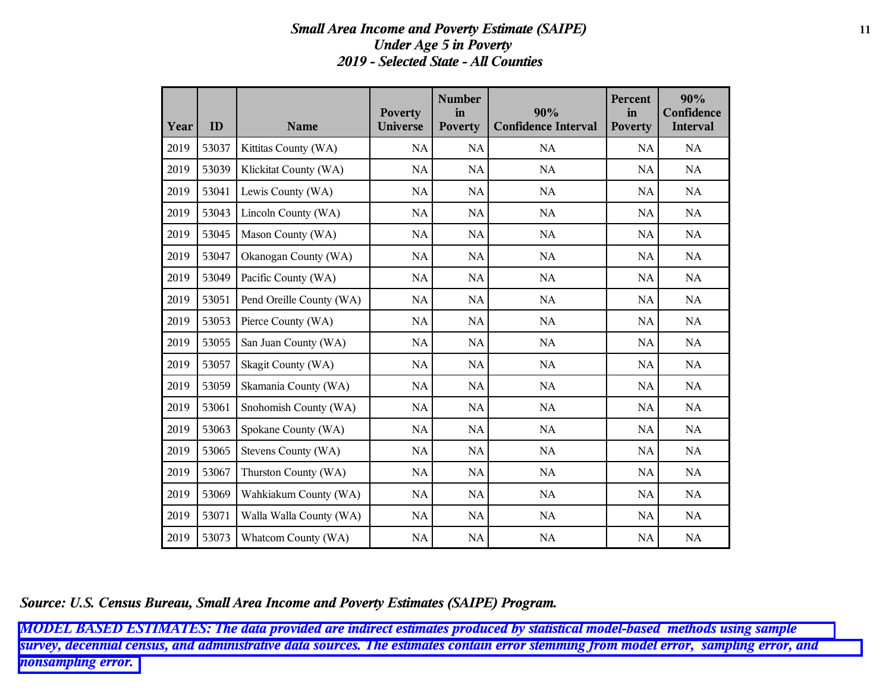*Small Area Income and Poverty Estimate (SAIPE)*
*Under Age 5 in Poverty*
*2019 - Selected State - All Counties*

| Year | ID | Name | Poverty Universe | Number in Poverty | 90% Confidence Interval | Percent in Poverty | 90% Confidence Interval |
|---|---|---|---|---|---|---|---|
| 2019 | 53037 | Kittitas County (WA) | NA | NA | NA | NA | NA |
| 2019 | 53039 | Klickitat County (WA) | NA | NA | NA | NA | NA |
| 2019 | 53041 | Lewis County (WA) | NA | NA | NA | NA | NA |
| 2019 | 53043 | Lincoln County (WA) | NA | NA | NA | NA | NA |
| 2019 | 53045 | Mason County (WA) | NA | NA | NA | NA | NA |
| 2019 | 53047 | Okanogan County (WA) | NA | NA | NA | NA | NA |
| 2019 | 53049 | Pacific County (WA) | NA | NA | NA | NA | NA |
| 2019 | 53051 | Pend Oreille County (WA) | NA | NA | NA | NA | NA |
| 2019 | 53053 | Pierce County (WA) | NA | NA | NA | NA | NA |
| 2019 | 53055 | San Juan County (WA) | NA | NA | NA | NA | NA |
| 2019 | 53057 | Skagit County (WA) | NA | NA | NA | NA | NA |
| 2019 | 53059 | Skamania County (WA) | NA | NA | NA | NA | NA |
| 2019 | 53061 | Snohomish County (WA) | NA | NA | NA | NA | NA |
| 2019 | 53063 | Spokane County (WA) | NA | NA | NA | NA | NA |
| 2019 | 53065 | Stevens County (WA) | NA | NA | NA | NA | NA |
| 2019 | 53067 | Thurston County (WA) | NA | NA | NA | NA | NA |
| 2019 | 53069 | Wahkiakum County (WA) | NA | NA | NA | NA | NA |
| 2019 | 53071 | Walla Walla County (WA) | NA | NA | NA | NA | NA |
| 2019 | 53073 | Whatcom County (WA) | NA | NA | NA | NA | NA |

***Source: U.S. Census Bureau, Small Area Income and Poverty Estimates (SAIPE) Program.***

***MODEL BASED ESTIMATES: The data provided are indirect estimates produced by statistical model-based methods using sample survey, decennial census, and administrative data sources. The estimates contain error stemming from model error, sampling error, and nonsampling error.***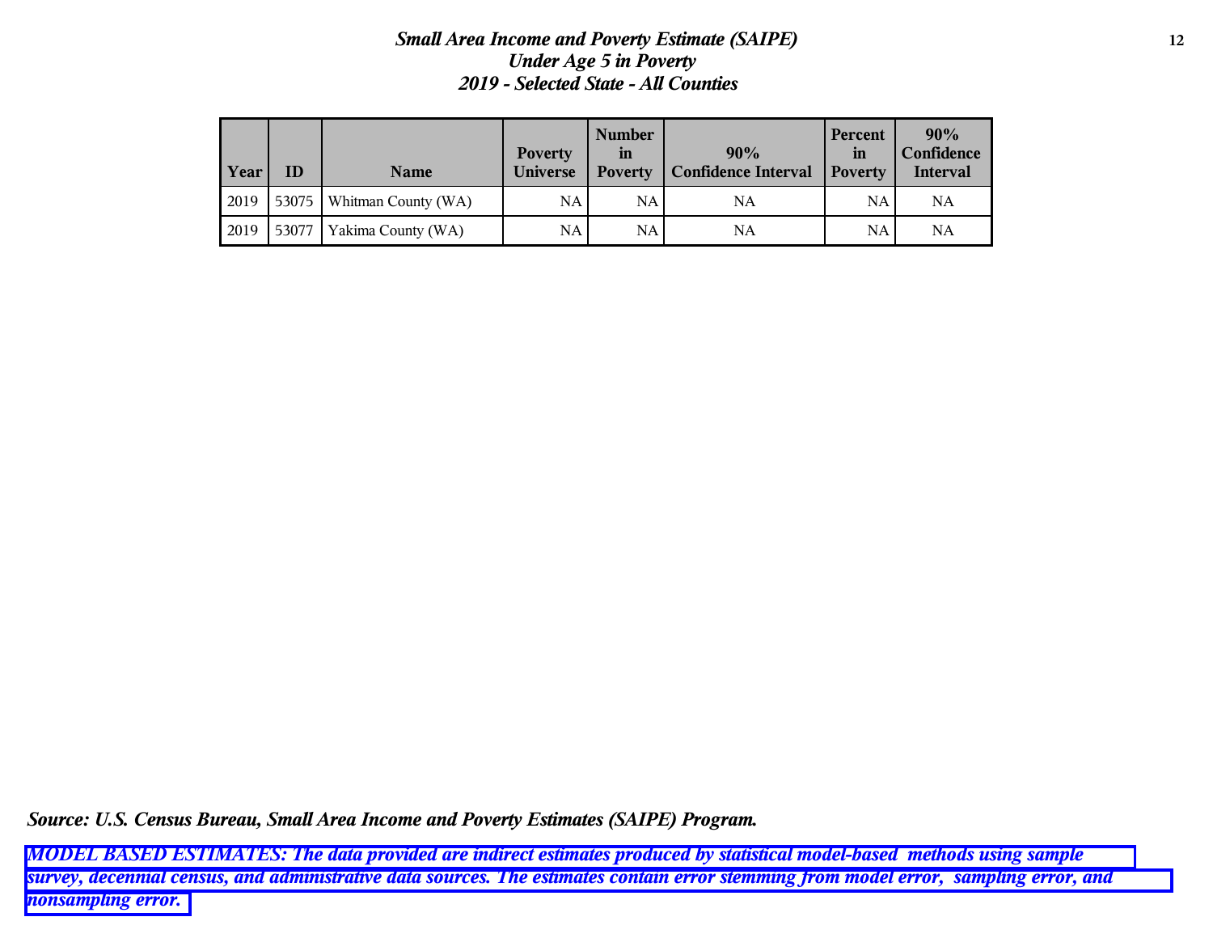***Small Area Income and Poverty Estimate (SAIPE)***
***Under Age 5 in Poverty***
***2019 - Selected State - All Counties***

| Year | ID | Name | Poverty Universe | Number in Poverty | 90% Confidence Interval | Percent in Poverty | 90% Confidence Interval |
|---|---|---|---|---|---|---|---|
| 2019 | 53075 | Whitman County (WA) | NA | NA | NA | NA | NA |
| 2019 | 53077 | Yakima County (WA) | NA | NA | NA | NA | NA |

***Source: U.S. Census Bureau, Small Area Income and Poverty Estimates (SAIPE) Program.***

***MODEL BASED ESTIMATES: The data provided are indirect estimates produced by statistical model-based methods using sample survey, decennial census, and administrative data sources. The estimates contain error stemming from model error, sampling error, and nonsampling error.***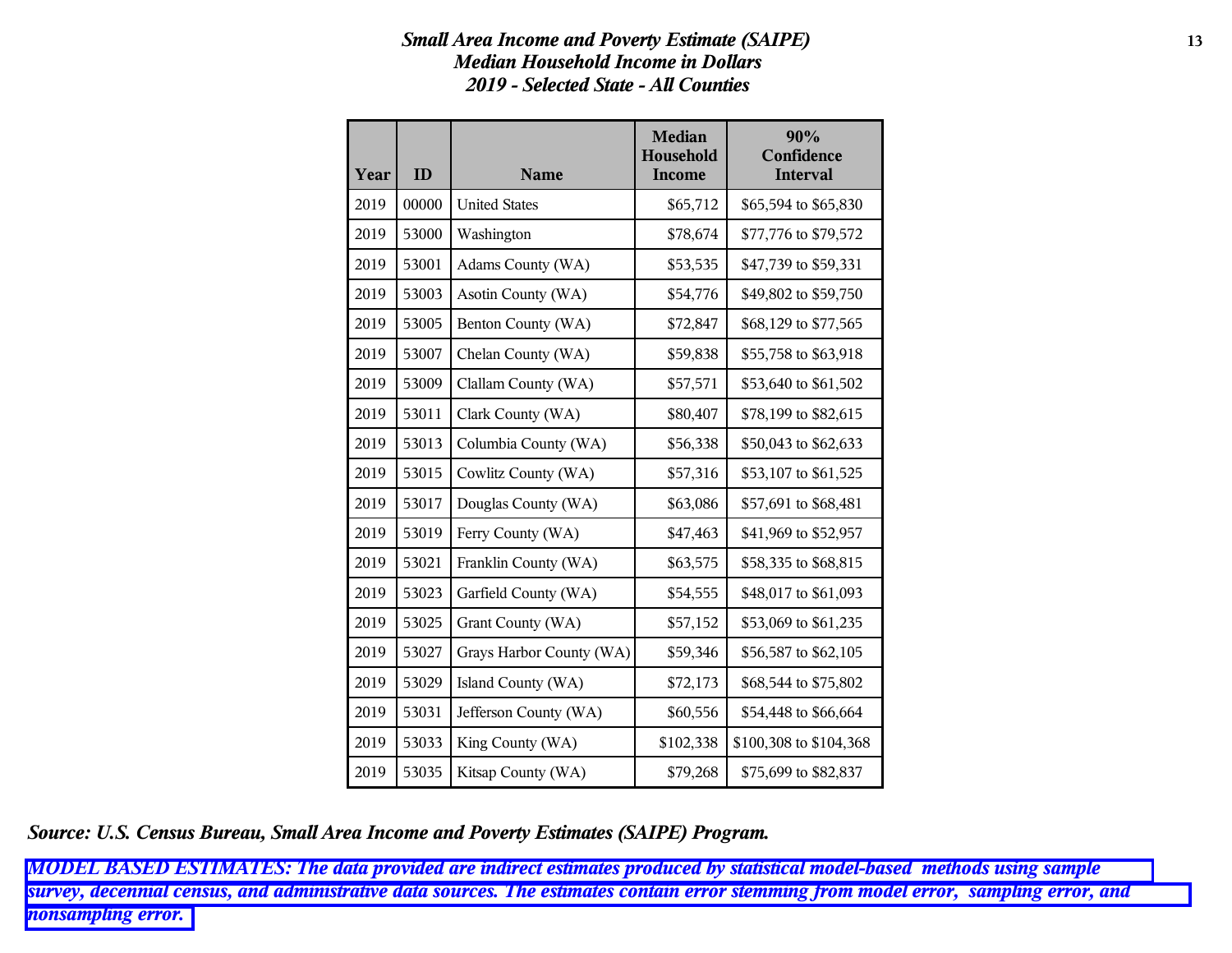***Small Area Income and Poverty Estimate (SAIPE)***
***Median Household Income in Dollars***
***2019 - Selected State - All Counties***

| Year | ID | Name | Median Household Income | 90% Confidence Interval |
|---|---|---|---|---|
| 2019 | 00000 | United States | $65,712 | $65,594 to $65,830 |
| 2019 | 53000 | Washington | $78,674 | $77,776 to $79,572 |
| 2019 | 53001 | Adams County (WA) | $53,535 | $47,739 to $59,331 |
| 2019 | 53003 | Asotin County (WA) | $54,776 | $49,802 to $59,750 |
| 2019 | 53005 | Benton County (WA) | $72,847 | $68,129 to $77,565 |
| 2019 | 53007 | Chelan County (WA) | $59,838 | $55,758 to $63,918 |
| 2019 | 53009 | Clallam County (WA) | $57,571 | $53,640 to $61,502 |
| 2019 | 53011 | Clark County (WA) | $80,407 | $78,199 to $82,615 |
| 2019 | 53013 | Columbia County (WA) | $56,338 | $50,043 to $62,633 |
| 2019 | 53015 | Cowlitz County (WA) | $57,316 | $53,107 to $61,525 |
| 2019 | 53017 | Douglas County (WA) | $63,086 | $57,691 to $68,481 |
| 2019 | 53019 | Ferry County (WA) | $47,463 | $41,969 to $52,957 |
| 2019 | 53021 | Franklin County (WA) | $63,575 | $58,335 to $68,815 |
| 2019 | 53023 | Garfield County (WA) | $54,555 | $48,017 to $61,093 |
| 2019 | 53025 | Grant County (WA) | $57,152 | $53,069 to $61,235 |
| 2019 | 53027 | Grays Harbor County (WA) | $59,346 | $56,587 to $62,105 |
| 2019 | 53029 | Island County (WA) | $72,173 | $68,544 to $75,802 |
| 2019 | 53031 | Jefferson County (WA) | $60,556 | $54,448 to $66,664 |
| 2019 | 53033 | King County (WA) | $102,338 | $100,308 to $104,368 |
| 2019 | 53035 | Kitsap County (WA) | $79,268 | $75,699 to $82,837 |

***Source: U.S. Census Bureau, Small Area Income and Poverty Estimates (SAIPE) Program.***

***MODEL BASED ESTIMATES: The data provided are indirect estimates produced by statistical model-based methods using sample survey, decennial census, and administrative data sources. The estimates contain error stemming from model error, sampling error, and nonsampling error.***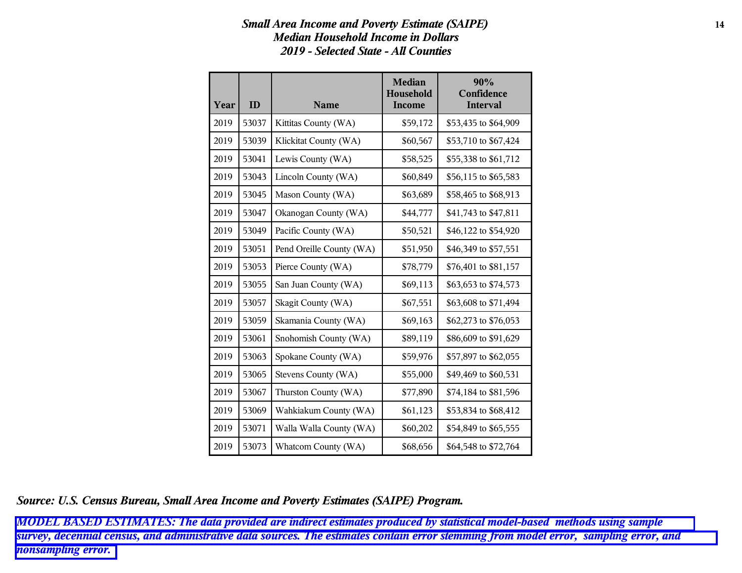*Small Area Income and Poverty Estimate (SAIPE)*
*Median Household Income in Dollars*
*2019 - Selected State - All Counties*

| Year | ID | Name | Median Household Income | 90% Confidence Interval |
|---|---|---|---|---|
| 2019 | 53037 | Kittitas County (WA) | $59,172 | $53,435 to $64,909 |
| 2019 | 53039 | Klickitat County (WA) | $60,567 | $53,710 to $67,424 |
| 2019 | 53041 | Lewis County (WA) | $58,525 | $55,338 to $61,712 |
| 2019 | 53043 | Lincoln County (WA) | $60,849 | $56,115 to $65,583 |
| 2019 | 53045 | Mason County (WA) | $63,689 | $58,465 to $68,913 |
| 2019 | 53047 | Okanogan County (WA) | $44,777 | $41,743 to $47,811 |
| 2019 | 53049 | Pacific County (WA) | $50,521 | $46,122 to $54,920 |
| 2019 | 53051 | Pend Oreille County (WA) | $51,950 | $46,349 to $57,551 |
| 2019 | 53053 | Pierce County (WA) | $78,779 | $76,401 to $81,157 |
| 2019 | 53055 | San Juan County (WA) | $69,113 | $63,653 to $74,573 |
| 2019 | 53057 | Skagit County (WA) | $67,551 | $63,608 to $71,494 |
| 2019 | 53059 | Skamania County (WA) | $69,163 | $62,273 to $76,053 |
| 2019 | 53061 | Snohomish County (WA) | $89,119 | $86,609 to $91,629 |
| 2019 | 53063 | Spokane County (WA) | $59,976 | $57,897 to $62,055 |
| 2019 | 53065 | Stevens County (WA) | $55,000 | $49,469 to $60,531 |
| 2019 | 53067 | Thurston County (WA) | $77,890 | $74,184 to $81,596 |
| 2019 | 53069 | Wahkiakum County (WA) | $61,123 | $53,834 to $68,412 |
| 2019 | 53071 | Walla Walla County (WA) | $60,202 | $54,849 to $65,555 |
| 2019 | 53073 | Whatcom County (WA) | $68,656 | $64,548 to $72,764 |

***Source: U.S. Census Bureau, Small Area Income and Poverty Estimates (SAIPE) Program.***

***MODEL BASED ESTIMATES: The data provided are indirect estimates produced by statistical model-based methods using sample survey, decennial census, and administrative data sources. The estimates contain error stemming from model error, sampling error, and nonsampling error.***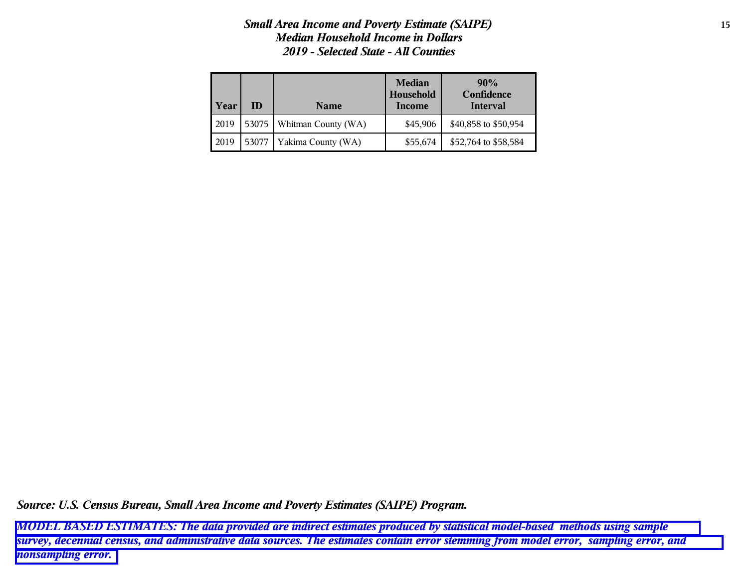***Small Area Income and Poverty Estimate (SAIPE)***
***Median Household Income in Dollars***
***2019 - Selected State - All Counties***

| Year | ID | Name | Median Household Income | 90% Confidence Interval |
|---|---|---|---|---|
| 2019 | 53075 | Whitman County (WA) | $45,906 | $40,858 to $50,954 |
| 2019 | 53077 | Yakima County (WA) | $55,674 | $52,764 to $58,584 |

***Source: U.S. Census Bureau, Small Area Income and Poverty Estimates (SAIPE) Program.***

***MODEL BASED ESTIMATES: The data provided are indirect estimates produced by statistical model-based methods using sample survey, decennial census, and administrative data sources. The estimates contain error stemming from model error, sampling error, and nonsampling error.***